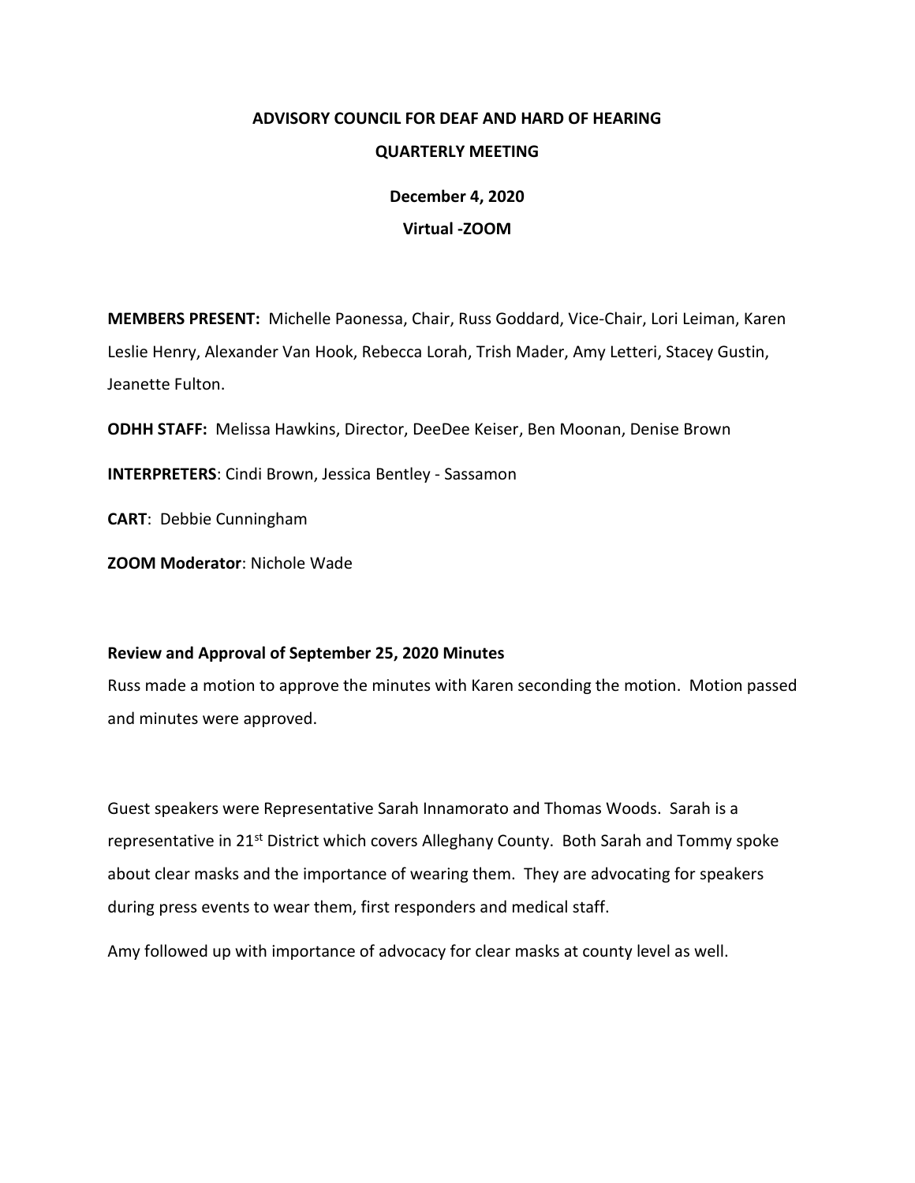# ADVISORY COUNCIL FOR DEAF AND HARD OF HEARING

## QUARTERLY MEETING

**December 4, 2020**

**Virtual -ZOOM**

**MEMBERS PRESENT:** Michelle Paonessa, Chair, Russ Goddard, Vice-Chair, Lori Leiman, Karen Leslie Henry, Alexander Van Hook, Rebecca Lorah, Trish Mader, Amy Letteri, Stacey Gustin, Jeanette Fulton.

**ODHH STAFF:** Melissa Hawkins, Director, DeeDee Keiser, Ben Moonan, Denise Brown

**INTERPRETERS**: Cindi Brown, Jessica Bentley - Sassamon

**CART**: Debbie Cunningham

**ZOOM Moderator**: Nichole Wade

**Review and Approval of September 25, 2020 Minutes**

Russ made a motion to approve the minutes with Karen seconding the motion. Motion passed and minutes were approved.

Guest speakers were Representative Sarah Innamorato and Thomas Woods. Sarah is a representative in 21st District which covers Alleghany County. Both Sarah and Tommy spoke about clear masks and the importance of wearing them. They are advocating for speakers during press events to wear them, first responders and medical staff.

Amy followed up with importance of advocacy for clear masks at county level as well.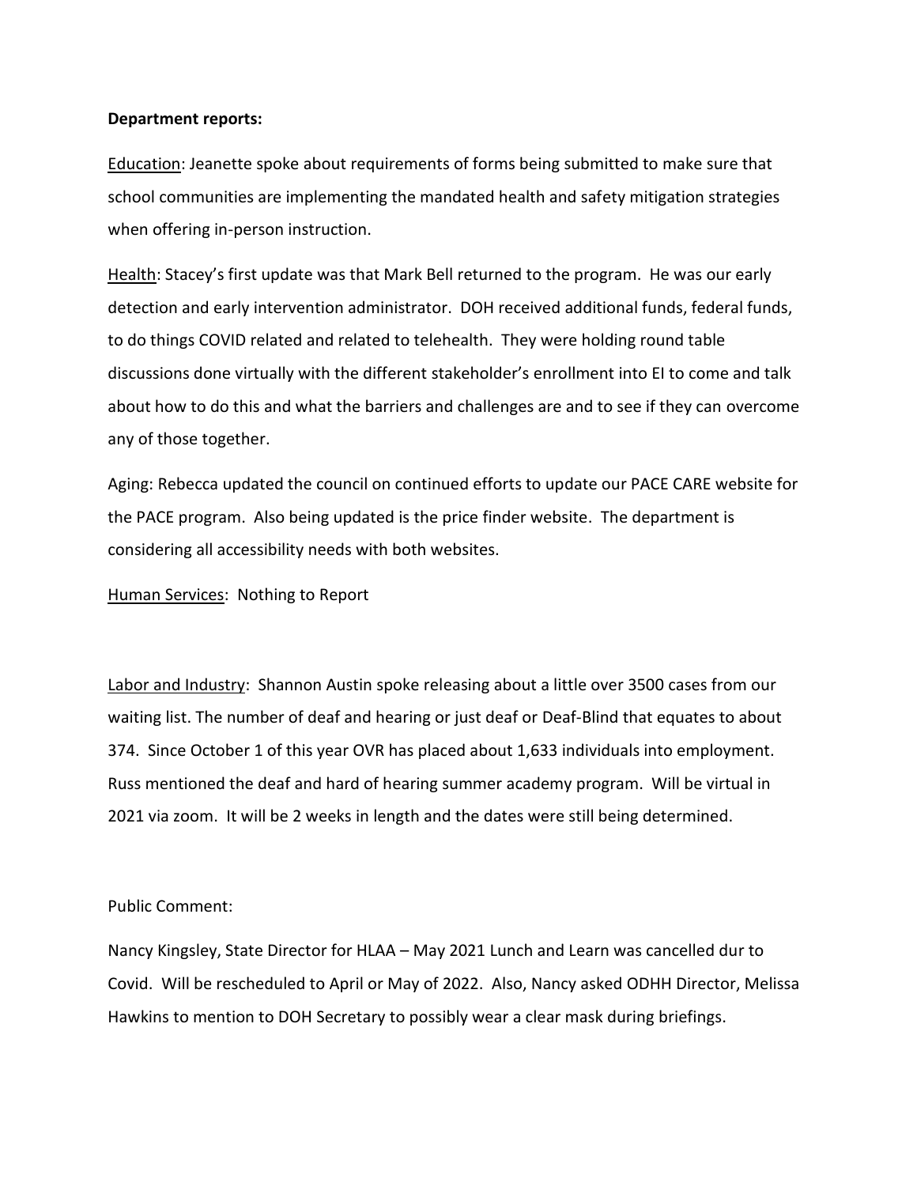**Department reports:**

Education: Jeanette spoke about requirements of forms being submitted to make sure that school communities are implementing the mandated health and safety mitigation strategies when offering in-person instruction.

Health: Stacey's first update was that Mark Bell returned to the program. He was our early detection and early intervention administrator. DOH received additional funds, federal funds, to do things COVID related and related to telehealth. They were holding round table discussions done virtually with the different stakeholder's enrollment into EI to come and talk about how to do this and what the barriers and challenges are and to see if they can overcome any of those together.

Aging: Rebecca updated the council on continued efforts to update our PACE CARE website for the PACE program. Also being updated is the price finder website. The department is considering all accessibility needs with both websites.

Human Services: Nothing to Report

Labor and Industry: Shannon Austin spoke releasing about a little over 3500 cases from our waiting list. The number of deaf and hearing or just deaf or Deaf-Blind that equates to about 374. Since October 1 of this year OVR has placed about 1,633 individuals into employment. Russ mentioned the deaf and hard of hearing summer academy program. Will be virtual in 2021 via zoom. It will be 2 weeks in length and the dates were still being determined.

Public Comment:

Nancy Kingsley, State Director for HLAA – May 2021 Lunch and Learn was cancelled dur to Covid. Will be rescheduled to April or May of 2022. Also, Nancy asked ODHH Director, Melissa Hawkins to mention to DOH Secretary to possibly wear a clear mask during briefings.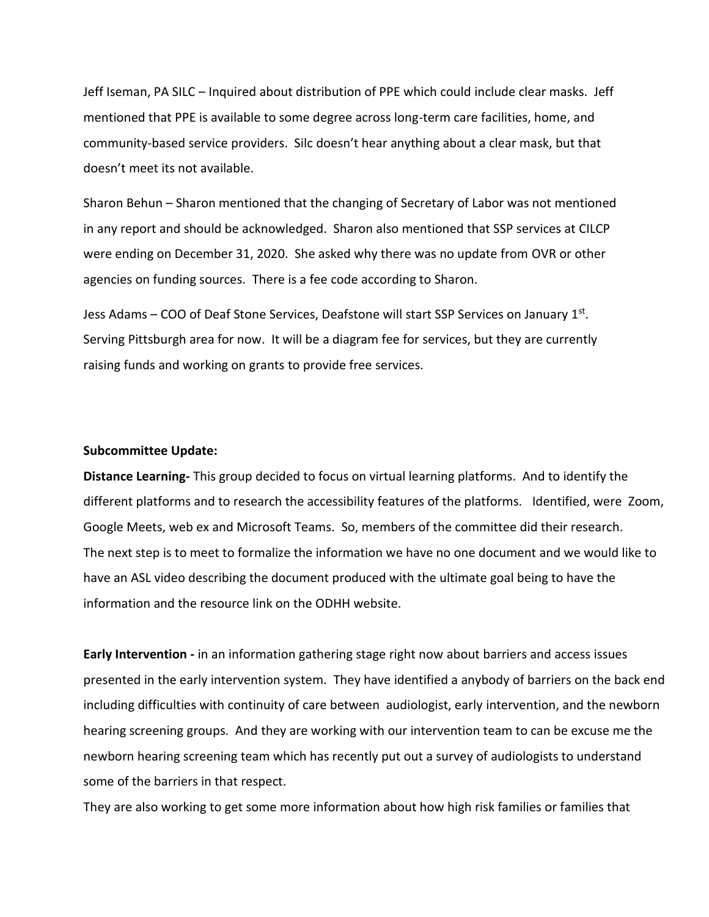Jeff Iseman, PA SILC – Inquired about distribution of PPE which could include clear masks. Jeff mentioned that PPE is available to some degree across long-term care facilities, home, and community-based service providers. Silc doesn't hear anything about a clear mask, but that doesn't meet its not available.

Sharon Behun – Sharon mentioned that the changing of Secretary of Labor was not mentioned in any report and should be acknowledged. Sharon also mentioned that SSP services at CILCP were ending on December 31, 2020. She asked why there was no update from OVR or other agencies on funding sources. There is a fee code according to Sharon.

Jess Adams – COO of Deaf Stone Services, Deafstone will start SSP Services on January 1st. Serving Pittsburgh area for now. It will be a diagram fee for services, but they are currently raising funds and working on grants to provide free services.

**Subcommittee Update:**

**Distance Learning-** This group decided to focus on virtual learning platforms. And to identify the different platforms and to research the accessibility features of the platforms. Identified, were Zoom, Google Meets, web ex and Microsoft Teams. So, members of the committee did their research. The next step is to meet to formalize the information we have no one document and we would like to have an ASL video describing the document produced with the ultimate goal being to have the information and the resource link on the ODHH website.

**Early Intervention -** in an information gathering stage right now about barriers and access issues presented in the early intervention system. They have identified a anybody of barriers on the back end including difficulties with continuity of care between audiologist, early intervention, and the newborn hearing screening groups. And they are working with our intervention team to can be excuse me the newborn hearing screening team which has recently put out a survey of audiologists to understand some of the barriers in that respect.

They are also working to get some more information about how high risk families or families that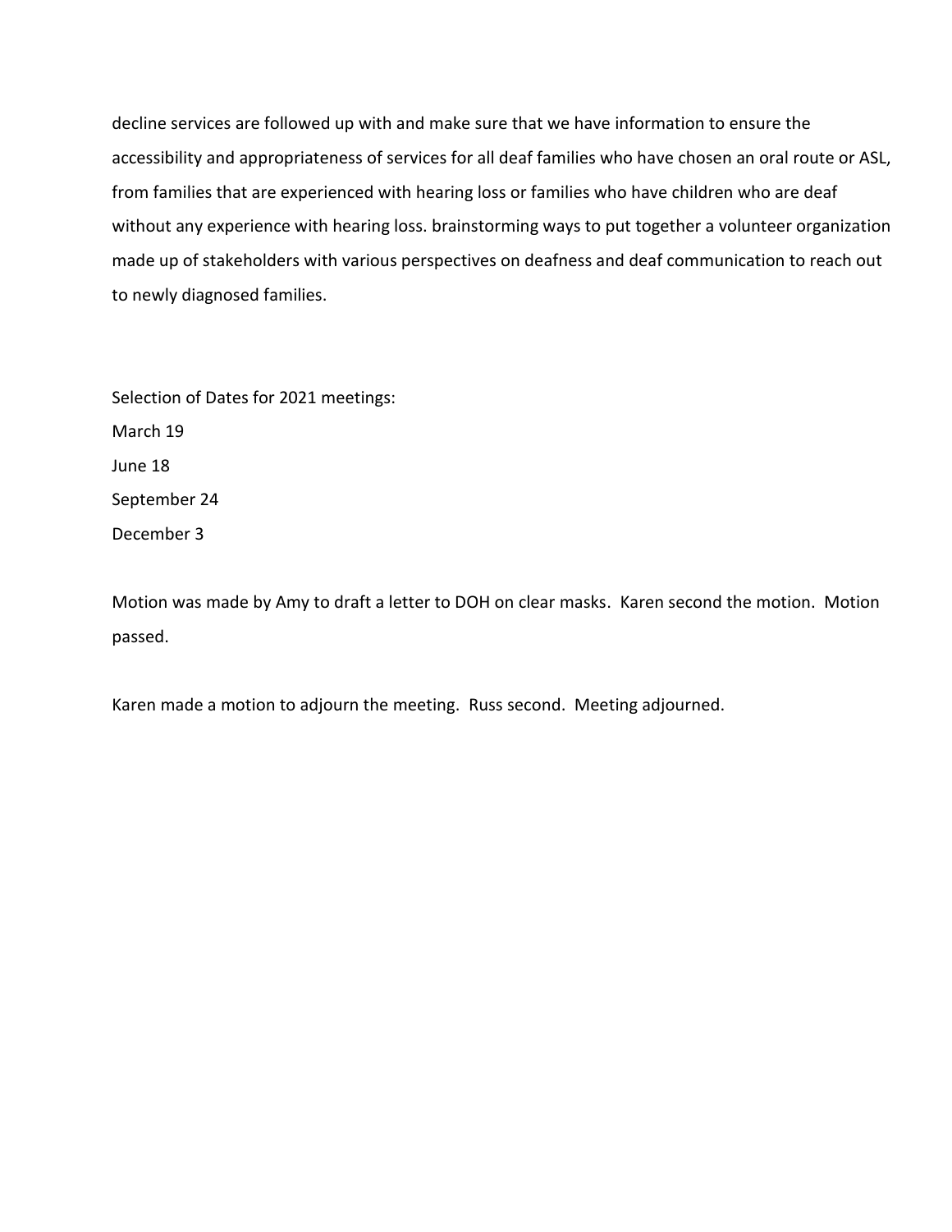decline services are followed up with and make sure that we have information to ensure the accessibility and appropriateness of services for all deaf families who have chosen an oral route or ASL, from families that are experienced with hearing loss or families who have children who are deaf without any experience with hearing loss. brainstorming ways to put together a volunteer organization made up of stakeholders with various perspectives on deafness and deaf communication to reach out to newly diagnosed families.

Selection of Dates for 2021 meetings:

March 19

June 18

September 24

December 3

Motion was made by Amy to draft a letter to DOH on clear masks. Karen second the motion. Motion passed.

Karen made a motion to adjourn the meeting. Russ second. Meeting adjourned.